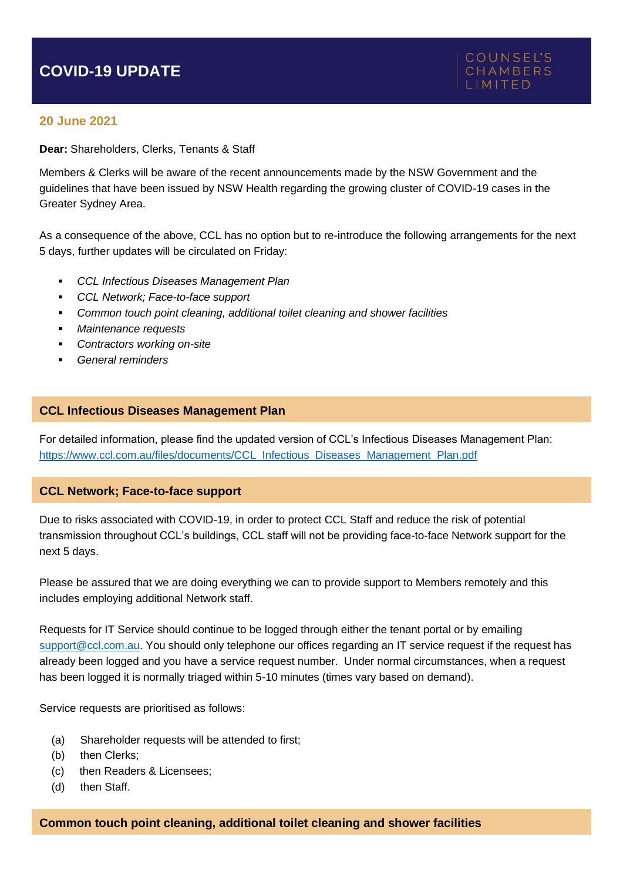# COVID-19 UPDATE

COUNSEL'S CHAMBERS LIMITED

**20 June 2021**

**Dear:** Shareholders, Clerks, Tenants & Staff

Members & Clerks will be aware of the recent announcements made by the NSW Government and the guidelines that have been issued by NSW Health regarding the growing cluster of COVID-19 cases in the Greater Sydney Area.

As a consequence of the above, CCL has no option but to re-introduce the following arrangements for the next 5 days, further updates will be circulated on Friday:

- *CCL Infectious Diseases Management Plan*
- *CCL Network; Face-to-face support*
- *Common touch point cleaning, additional toilet cleaning and shower facilities*
- *Maintenance requests*
- *Contractors working on-site*
- *General reminders*

## CCL Infectious Diseases Management Plan

For detailed information, please find the updated version of CCL's Infectious Diseases Management Plan: https://www.ccl.com.au/files/documents/CCL_Infectious_Diseases_Management_Plan.pdf

## CCL Network; Face-to-face support

Due to risks associated with COVID-19, in order to protect CCL Staff and reduce the risk of potential transmission throughout CCL's buildings, CCL staff will not be providing face-to-face Network support for the next 5 days.

Please be assured that we are doing everything we can to provide support to Members remotely and this includes employing additional Network staff.

Requests for IT Service should continue to be logged through either the tenant portal or by emailing support@ccl.com.au. You should only telephone our offices regarding an IT service request if the request has already been logged and you have a service request number. Under normal circumstances, when a request has been logged it is normally triaged within 5-10 minutes (times vary based on demand).

Service requests are prioritised as follows:

(a) Shareholder requests will be attended to first;
(b) then Clerks;
(c) then Readers & Licensees;
(d) then Staff.

## Common touch point cleaning, additional toilet cleaning and shower facilities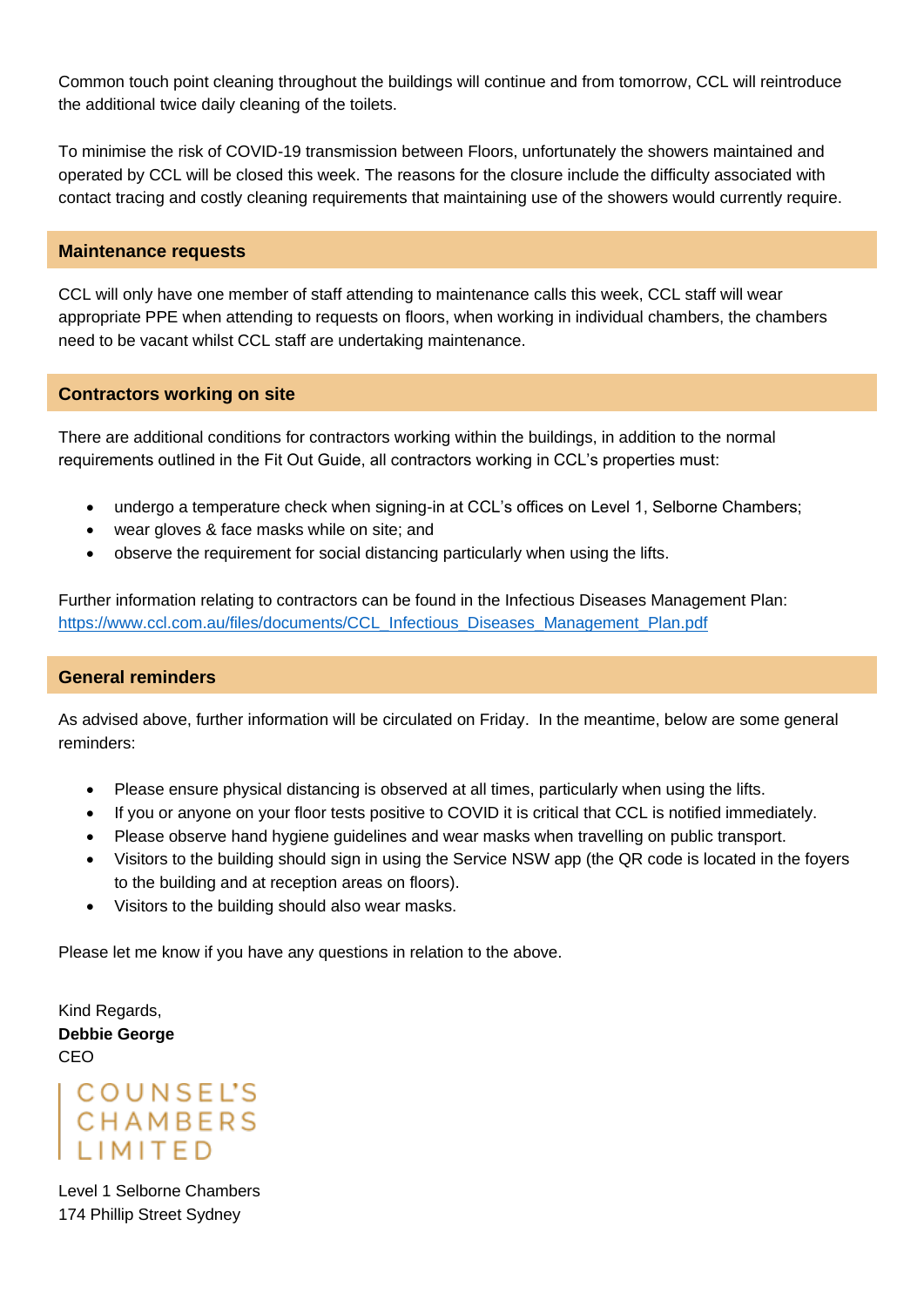Common touch point cleaning throughout the buildings will continue and from tomorrow, CCL will reintroduce the additional twice daily cleaning of the toilets.

To minimise the risk of COVID-19 transmission between Floors, unfortunately the showers maintained and operated by CCL will be closed this week. The reasons for the closure include the difficulty associated with contact tracing and costly cleaning requirements that maintaining use of the showers would currently require.

## Maintenance requests

CCL will only have one member of staff attending to maintenance calls this week, CCL staff will wear appropriate PPE when attending to requests on floors, when working in individual chambers, the chambers need to be vacant whilst CCL staff are undertaking maintenance.

## Contractors working on site

There are additional conditions for contractors working within the buildings, in addition to the normal requirements outlined in the Fit Out Guide, all contractors working in CCL's properties must:

- undergo a temperature check when signing-in at CCL's offices on Level 1, Selborne Chambers;
- wear gloves & face masks while on site; and
- observe the requirement for social distancing particularly when using the lifts.

Further information relating to contractors can be found in the Infectious Diseases Management Plan:
[https://www.ccl.com.au/files/documents/CCL_Infectious_Diseases_Management_Plan.pdf](https://www.ccl.com.au/files/documents/CCL_Infectious_Diseases_Management_Plan.pdf)

## General reminders

As advised above, further information will be circulated on Friday. In the meantime, below are some general reminders:

- Please ensure physical distancing is observed at all times, particularly when using the lifts.
- If you or anyone on your floor tests positive to COVID it is critical that CCL is notified immediately.
- Please observe hand hygiene guidelines and wear masks when travelling on public transport.
- Visitors to the building should sign in using the Service NSW app (the QR code is located in the foyers to the building and at reception areas on floors).
- Visitors to the building should also wear masks.

Please let me know if you have any questions in relation to the above.

Kind Regards,
**Debbie George**
CEO

COUNSEL'S
CHAMBERS
LIMITED

Level 1 Selborne Chambers
174 Phillip Street Sydney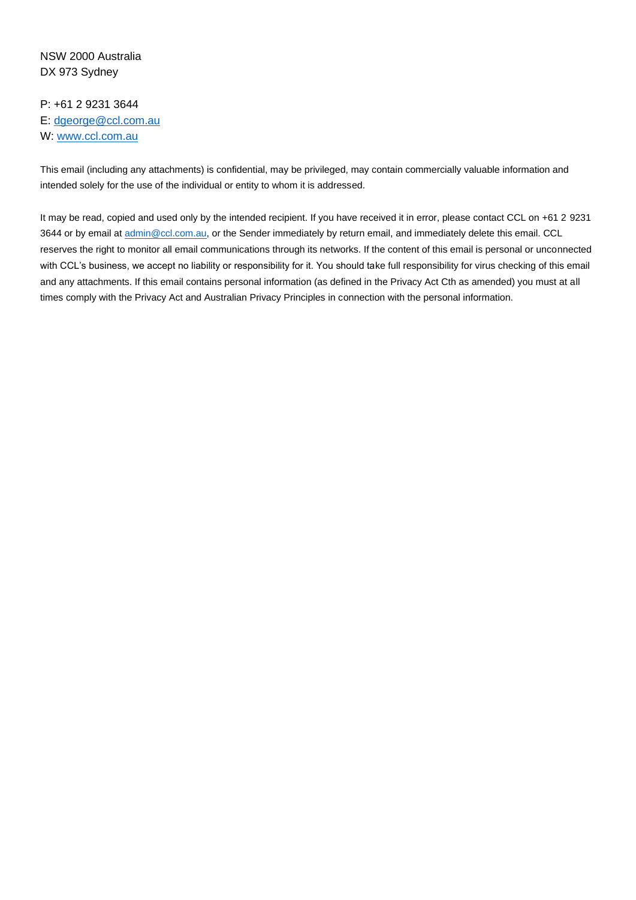NSW 2000 Australia
DX 973 Sydney

P: +61 2 9231 3644
E: dgeorge@ccl.com.au
W: www.ccl.com.au

This email (including any attachments) is confidential, may be privileged, may contain commercially valuable information and intended solely for the use of the individual or entity to whom it is addressed.

It may be read, copied and used only by the intended recipient. If you have received it in error, please contact CCL on +61 2 9231 3644 or by email at admin@ccl.com.au, or the Sender immediately by return email, and immediately delete this email. CCL reserves the right to monitor all email communications through its networks. If the content of this email is personal or unconnected with CCL's business, we accept no liability or responsibility for it. You should take full responsibility for virus checking of this email and any attachments. If this email contains personal information (as defined in the Privacy Act Cth as amended) you must at all times comply with the Privacy Act and Australian Privacy Principles in connection with the personal information.